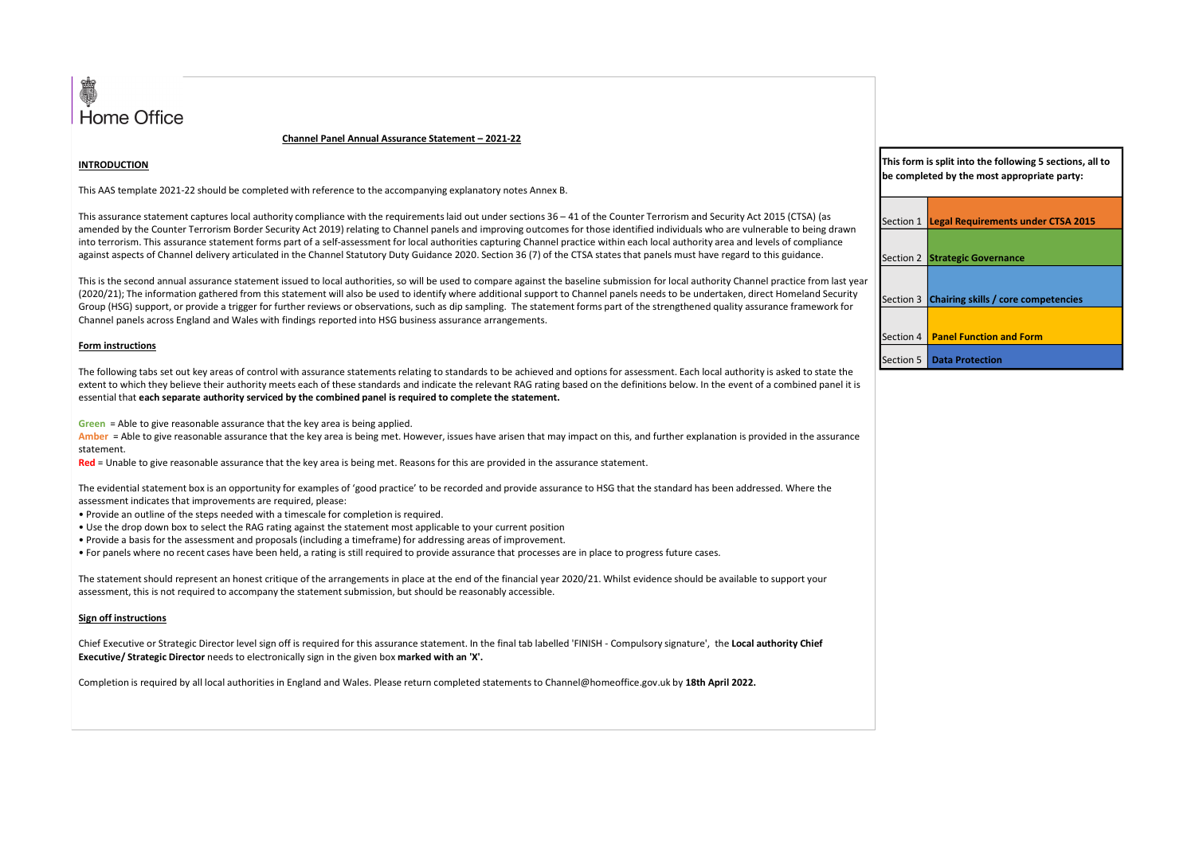Home Office

# Channel Panel Annual Assurance Statement – 2021-22

## INTRODUCTION

This AAS template 2021-22 should be completed with reference to the accompanying explanatory notes Annex B.

This assurance statement captures local authority compliance with the requirements laid out under sections 36 – 41 of the Counter Terrorism and Security Act 2015 (CTSA) (as amended by the Counter Terrorism Border Security Act 2019) relating to Channel panels and improving outcomes for those identified individuals who are vulnerable to being drawn into terrorism. This assurance statement forms part of a self-assessment for local authorities capturing Channel practice within each local authority area and levels of compliance against aspects of Channel delivery articulated in the Channel Statutory Duty Guidance 2020. Section 36 (7) of the CTSA states that panels must have regard to this guidance.

This is the second annual assurance statement issued to local authorities, so will be used to compare against the baseline submission for local authority Channel practice from last year (2020/21); The information gathered from this statement will also be used to identify where additional support to Channel panels needs to be undertaken, direct Homeland Security Group (HSG) support, or provide a trigger for further reviews or observations, such as dip sampling. The statement forms part of the strengthened quality assurance framework for Channel panels across England and Wales with findings reported into HSG business assurance arrangements.

## Form instructions

The following tabs set out key areas of control with assurance statements relating to standards to be achieved and options for assessment. Each local authority is asked to state the extent to which they believe their authority meets each of these standards and indicate the relevant RAG rating based on the definitions below. In the event of a combined panel it is essential that **each separate authority serviced by the combined panel is required to complete the statement.**

**Green** = Able to give reasonable assurance that the key area is being applied.
**Amber** = Able to give reasonable assurance that the key area is being met. However, issues have arisen that may impact on this, and further explanation is provided in the assurance statement.
**Red** = Unable to give reasonable assurance that the key area is being met. Reasons for this are provided in the assurance statement.

The evidential statement box is an opportunity for examples of 'good practice' to be recorded and provide assurance to HSG that the standard has been addressed. Where the assessment indicates that improvements are required, please:

- Provide an outline of the steps needed with a timescale for completion is required.
- Use the drop down box to select the RAG rating against the statement most applicable to your current position
- Provide a basis for the assessment and proposals (including a timeframe) for addressing areas of improvement.
- For panels where no recent cases have been held, a rating is still required to provide assurance that processes are in place to progress future cases.

The statement should represent an honest critique of the arrangements in place at the end of the financial year 2020/21. Whilst evidence should be available to support your assessment, this is not required to accompany the statement submission, but should be reasonably accessible.

## Sign off instructions

Chief Executive or Strategic Director level sign off is required for this assurance statement. In the final tab labelled 'FINISH - Compulsory signature', the **Local authority Chief Executive/ Strategic Director** needs to electronically sign in the given box **marked with an 'X'.**

Completion is required by all local authorities in England and Wales. Please return completed statements to Channel@homeoffice.gov.uk by **18th April 2022.**

**This form is split into the following 5 sections, all to be completed by the most appropriate party:**

| Section | Title |
|---|---|
| Section 1 | **Legal Requirements under CTSA 2015** |
| Section 2 | **Strategic Governance** |
| Section 3 | **Chairing skills / core competencies** |
| Section 4 | **Panel Function and Form** |
| Section 5 | **Data Protection** |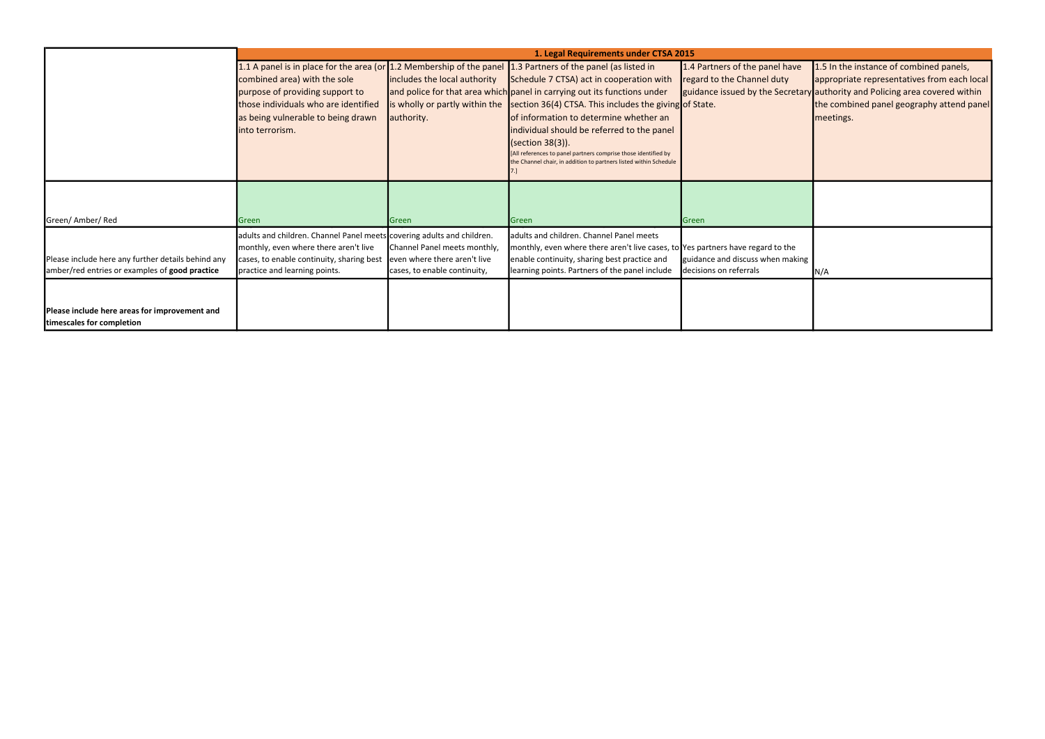| | 1. Legal Requirements under CTSA 2015 | | | | |
|---|---|---|---|---|---|
| | 1.1 A panel is in place for the area (or combined area) with the sole purpose of providing support to those individuals who are identified as being vulnerable to being drawn into terrorism. | 1.2 Membership of the panel includes the local authority and police for that area which is wholly or partly within the authority. | 1.3 Partners of the panel (as listed in Schedule 7 CTSA) act in cooperation with panel in carrying out its functions under section 36(4) CTSA. This includes the giving of information to determine whether an individual should be referred to the panel (section 38(3)). [All references to panel partners comprise those identified by the Channel chair, in addition to partners listed within Schedule 7.] | 1.4 Partners of the panel have regard to the Channel duty guidance issued by the Secretary of State. | 1.5 In the instance of combined panels, appropriate representatives from each local authority and Policing area covered within the combined panel geography attend panel meetings. |
| Green/ Amber/ Red | Green | Green | Green | Green | |
| Please include here any further details behind any amber/red entries or examples of **good practice** | adults and children. Channel Panel meets monthly, even where there aren't live cases, to enable continuity, sharing best practice and learning points. | covering adults and children. Channel Panel meets monthly, even where there aren't live cases, to enable continuity, | adults and children. Channel Panel meets monthly, even where there aren't live cases, to enable continuity, sharing best practice and learning points. Partners of the panel include | Yes partners have regard to the guidance and discuss when making decisions on referrals | N/A |
| **Please include here areas for improvement and timescales for completion** | | | | | |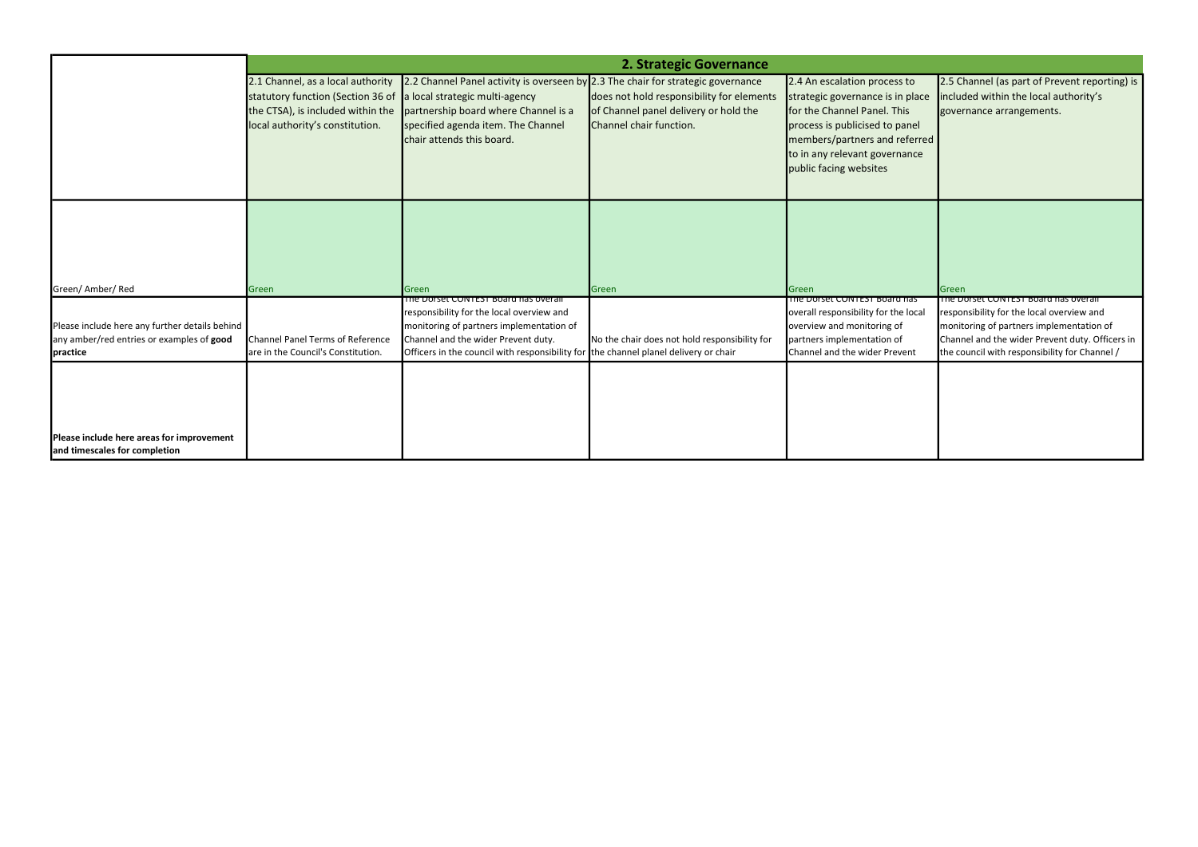| | 2. Strategic Governance | | | | |
|---|---|---|---|---|---|
| | 2.1 Channel, as a local authority statutory function (Section 36 of the CTSA), is included within the local authority's constitution. | 2.2 Channel Panel activity is overseen by a local strategic multi-agency partnership board where Channel is a specified agenda item. The Channel chair attends this board. | 2.3 The chair for strategic governance does not hold responsibility for elements of Channel panel delivery or hold the Channel chair function. | 2.4 An escalation process to strategic governance is in place for the Channel Panel. This process is publicised to panel members/partners and referred to in any relevant governance public facing websites | 2.5 Channel (as part of Prevent reporting) is included within the local authority's governance arrangements. |
| Green/ Amber/ Red | Green | Green | Green | Green | Green |
| Please include here any further details behind any amber/red entries or examples of **good practice** | Channel Panel Terms of Reference are in the Council's Constitution. | The Dorset CONTEST Board has overall responsibility for the local overview and monitoring of partners implementation of Channel and the wider Prevent duty. Officers in the council with responsibility for | No the chair does not hold responsibility for the channel planel delivery or chair | The Dorset CONTEST Board has overall responsibility for the local overview and monitoring of partners implementation of Channel and the wider Prevent | The Dorset CONTEST Board has overall responsibility for the local overview and monitoring of partners implementation of Channel and the wider Prevent duty. Officers in the council with responsibility for Channel / |
| **Please include here areas for improvement and timescales for completion** | | | | | |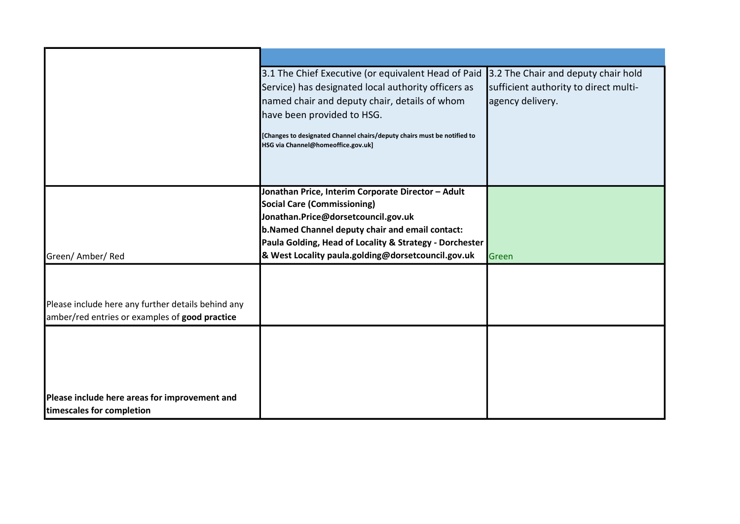| | | |
|---|---|---|
| | 3.1 The Chief Executive (or equivalent Head of Paid Service) has designated local authority officers as named chair and deputy chair, details of whom have been provided to HSG.<br><br>**[Changes to designated Channel chairs/deputy chairs must be notified to HSG via Channel@homeoffice.gov.uk]** | 3.2 The Chair and deputy chair hold sufficient authority to direct multi-agency delivery. |
| Green/ Amber/ Red | **Jonathan Price, Interim Corporate Director – Adult Social Care (Commissioning) Jonathan.Price@dorsetcouncil.gov.uk**<br>**b.Named Channel deputy chair and email contact: Paula Golding, Head of Locality & Strategy - Dorchester & West Locality paula.golding@dorsetcouncil.gov.uk** | Green |
| Please include here any further details behind any amber/red entries or examples of **good practice** | | |
| **Please include here areas for improvement and timescales for completion** | | |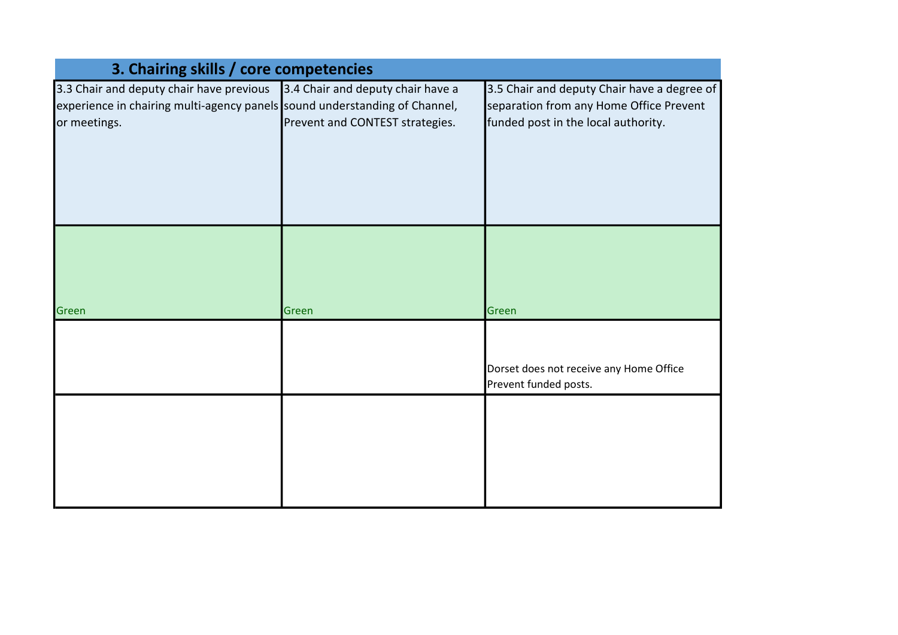## 3. Chairing skills / core competencies

| 3.3 Chair and deputy chair have previous experience in chairing multi-agency panels or meetings. | 3.4 Chair and deputy chair have a sound understanding of Channel, Prevent and CONTEST strategies. | 3.5 Chair and deputy Chair have a degree of separation from any Home Office Prevent funded post in the local authority. |
|---|---|---|
| Green | Green | Green |
| | | Dorset does not receive any Home Office Prevent funded posts. |
| | | |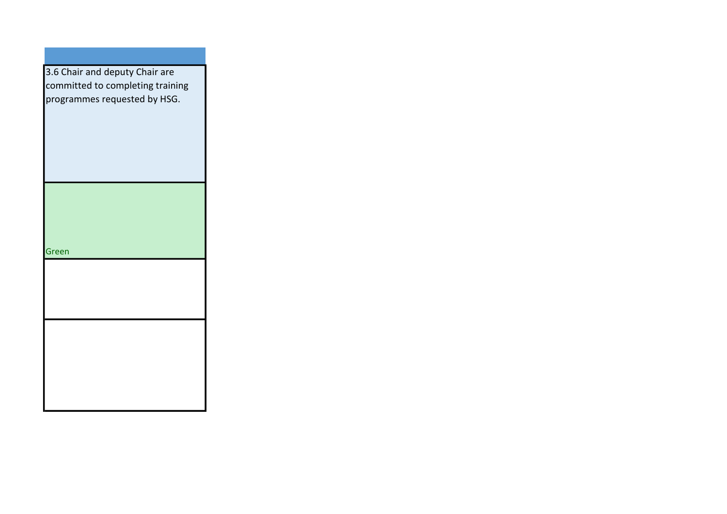| |
|---|
| 3.6 Chair and deputy Chair are committed to completing training programmes requested by HSG. |
| Green |
| |
| |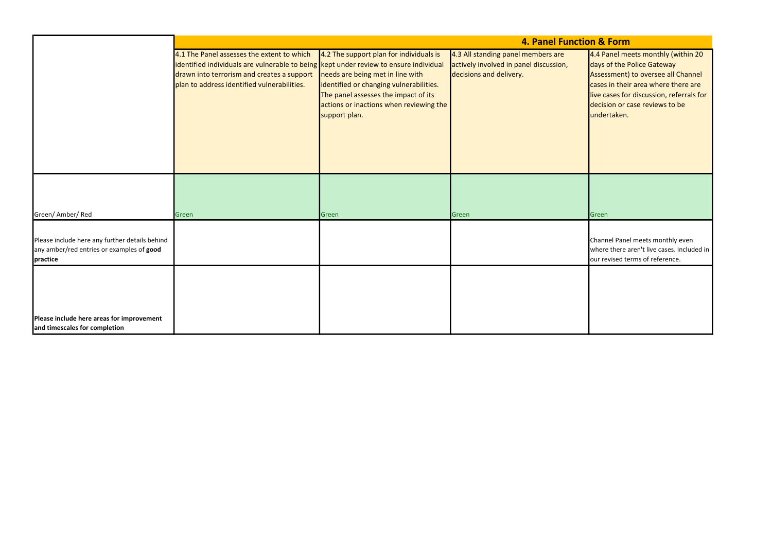| | **4. Panel Function & Form** | | | |
|---|---|---|---|---|
| | 4.1 The Panel assesses the extent to which identified individuals are vulnerable to being drawn into terrorism and creates a support plan to address identified vulnerabilities. | 4.2 The support plan for individuals is kept under review to ensure individual needs are being met in line with identified or changing vulnerabilities. The panel assesses the impact of its actions or inactions when reviewing the support plan. | 4.3 All standing panel members are actively involved in panel discussion, decisions and delivery. | 4.4 Panel meets monthly (within 20 days of the Police Gateway Assessment) to oversee all Channel cases in their area where there are live cases for discussion, referrals for decision or case reviews to be undertaken. |
| Green/ Amber/ Red | Green | Green | Green | Green |
| Please include here any further details behind any amber/red entries or examples of **good practice** | | | | Channel Panel meets monthly even where there aren't live cases. Included in our revised terms of reference. |
| **Please include here areas for improvement and timescales for completion** | | | | |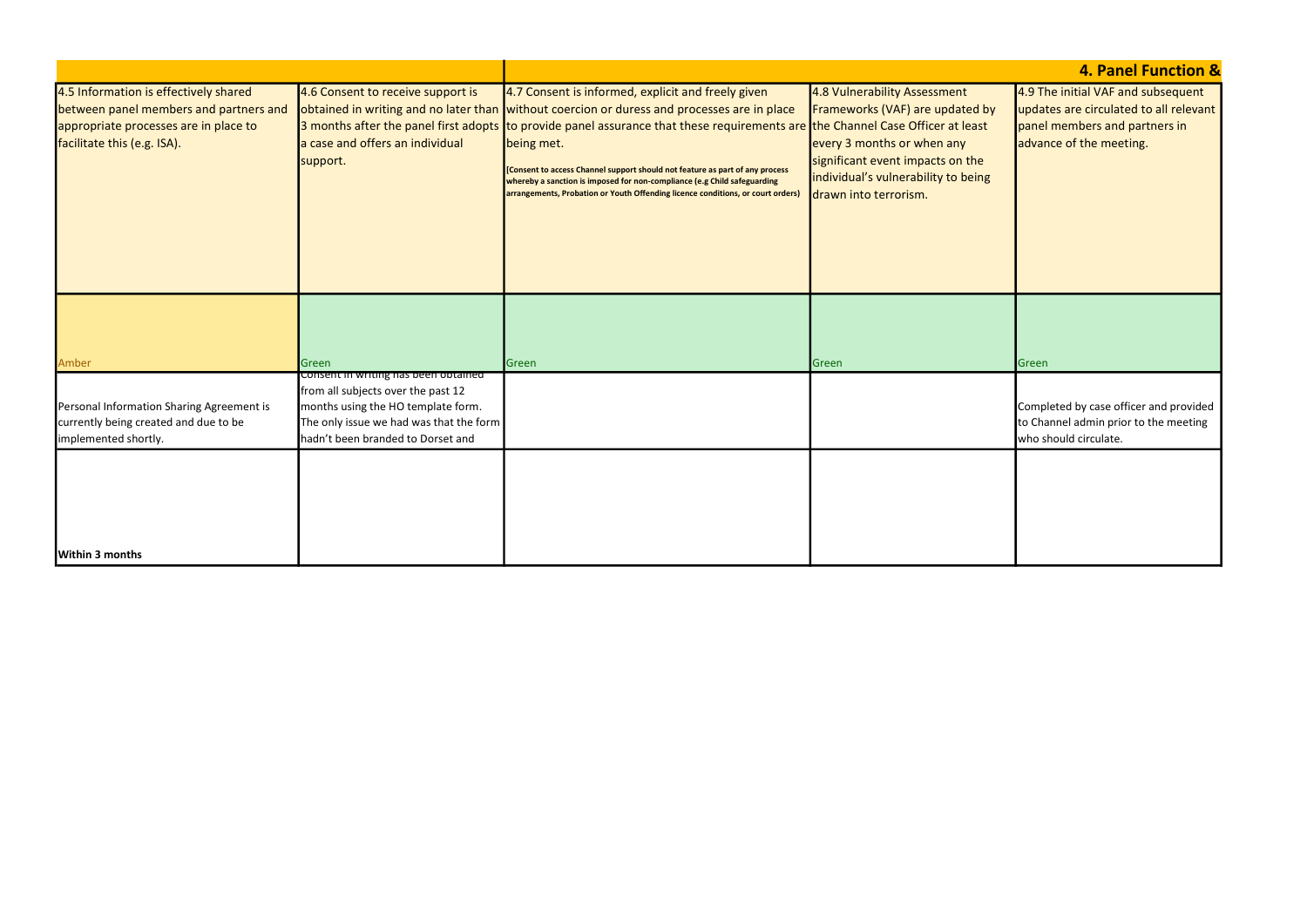## 4. Panel Function &

| 4.5 Information is effectively shared between panel members and partners and appropriate processes are in place to facilitate this (e.g. ISA). | 4.6 Consent to receive support is obtained in writing and no later than 3 months after the panel first adopts a case and offers an individual support. | 4.7 Consent is informed, explicit and freely given without coercion or duress and processes are in place to provide panel assurance that these requirements are being met. [Consent to access Channel support should not feature as part of any process whereby a sanction is imposed for non-compliance (e.g Child safeguarding arrangements, Probation or Youth Offending licence conditions, or court orders) | 4.8 Vulnerability Assessment Frameworks (VAF) are updated by the Channel Case Officer at least every 3 months or when any significant event impacts on the individual's vulnerability to being drawn into terrorism. | 4.9 The initial VAF and subsequent updates are circulated to all relevant panel members and partners in advance of the meeting. |
|---|---|---|---|---|
| Amber | Green | Green | Green | Green |
| Personal Information Sharing Agreement is currently being created and due to be implemented shortly. | Consent in writing has been obtained from all subjects over the past 12 months using the HO template form. The only issue we had was that the form hadn't been branded to Dorset and | | | Completed by case officer and provided to Channel admin prior to the meeting who should circulate. |
| **Within 3 months** | | | | |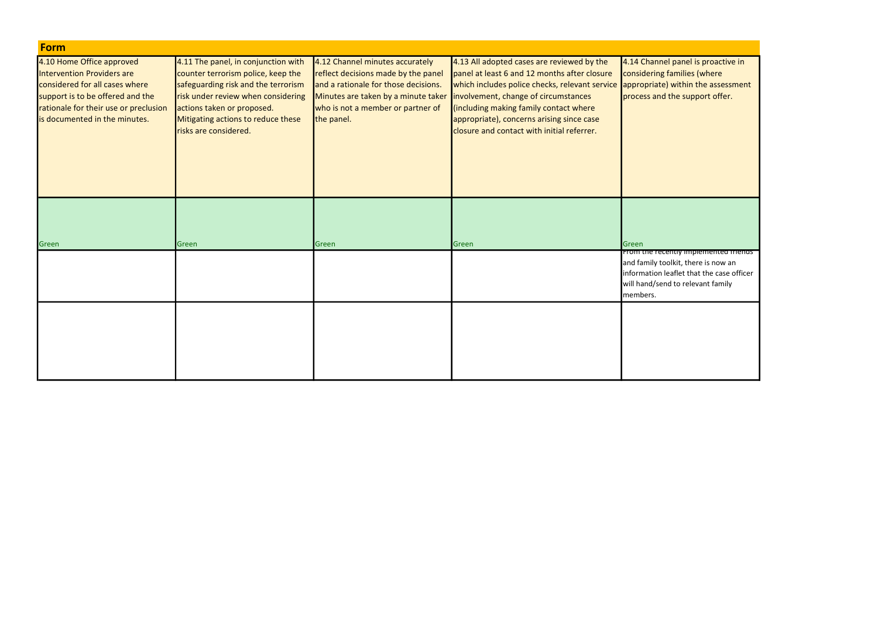## Form

| 4.10 Home Office approved Intervention Providers are considered for all cases where support is to be offered and the rationale for their use or preclusion is documented in the minutes. | 4.11 The panel, in conjunction with counter terrorism police, keep the safeguarding risk and the terrorism risk under review when considering actions taken or proposed. Mitigating actions to reduce these risks are considered. | 4.12 Channel minutes accurately reflect decisions made by the panel and a rationale for those decisions. Minutes are taken by a minute taker who is not a member or partner of the panel. | 4.13 All adopted cases are reviewed by the panel at least 6 and 12 months after closure which includes police checks, relevant service involvement, change of circumstances (including making family contact where appropriate), concerns arising since case closure and contact with initial referrer. | 4.14 Channel panel is proactive in considering families (where appropriate) within the assessment process and the support offer. |
|---|---|---|---|---|
| Green | Green | Green | Green | Green |
| | | | | From the recently implemented friends and family toolkit, there is now an information leaflet that the case officer will hand/send to relevant family members. |
| | | | | |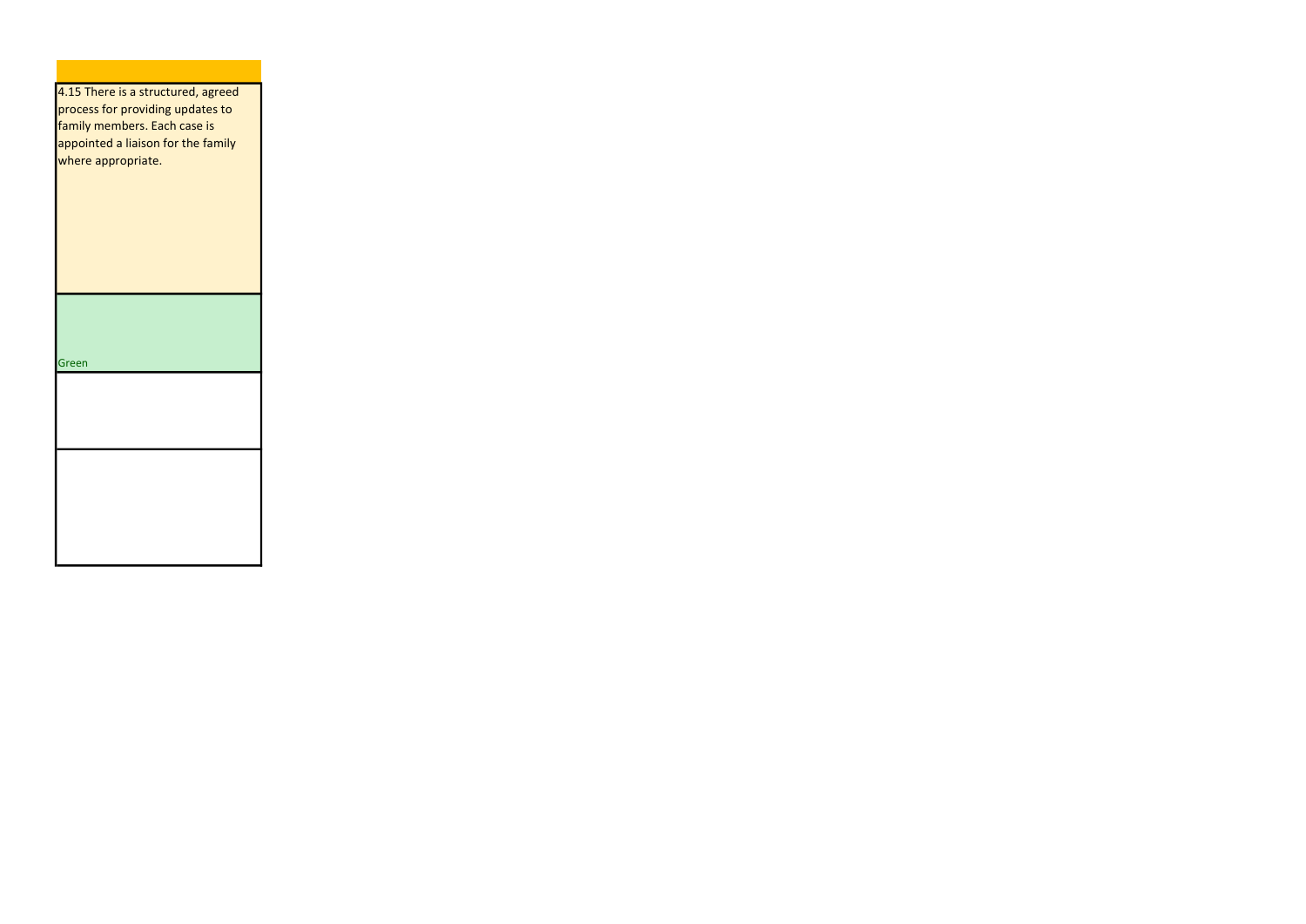| |
|---|
| 4.15 There is a structured, agreed process for providing updates to family members. Each case is appointed a liaison for the family where appropriate. |
| Green |
| |
| |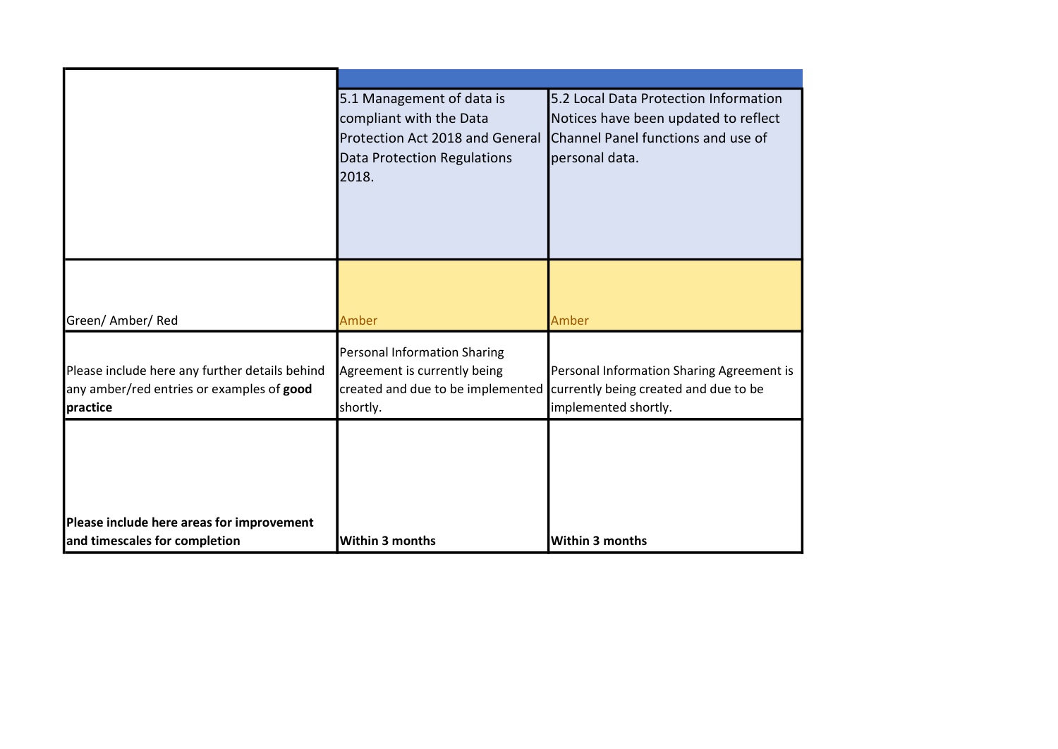| | 5.1 Management of data is compliant with the Data Protection Act 2018 and General Data Protection Regulations 2018. | 5.2 Local Data Protection Information Notices have been updated to reflect Channel Panel functions and use of personal data. |
|---|---|---|
| Green/ Amber/ Red | Amber | Amber |
| Please include here any further details behind any amber/red entries or examples of **good practice** | Personal Information Sharing Agreement is currently being created and due to be implemented shortly. | Personal Information Sharing Agreement is currently being created and due to be implemented shortly. |
| **Please include here areas for improvement and timescales for completion** | **Within 3 months** | **Within 3 months** |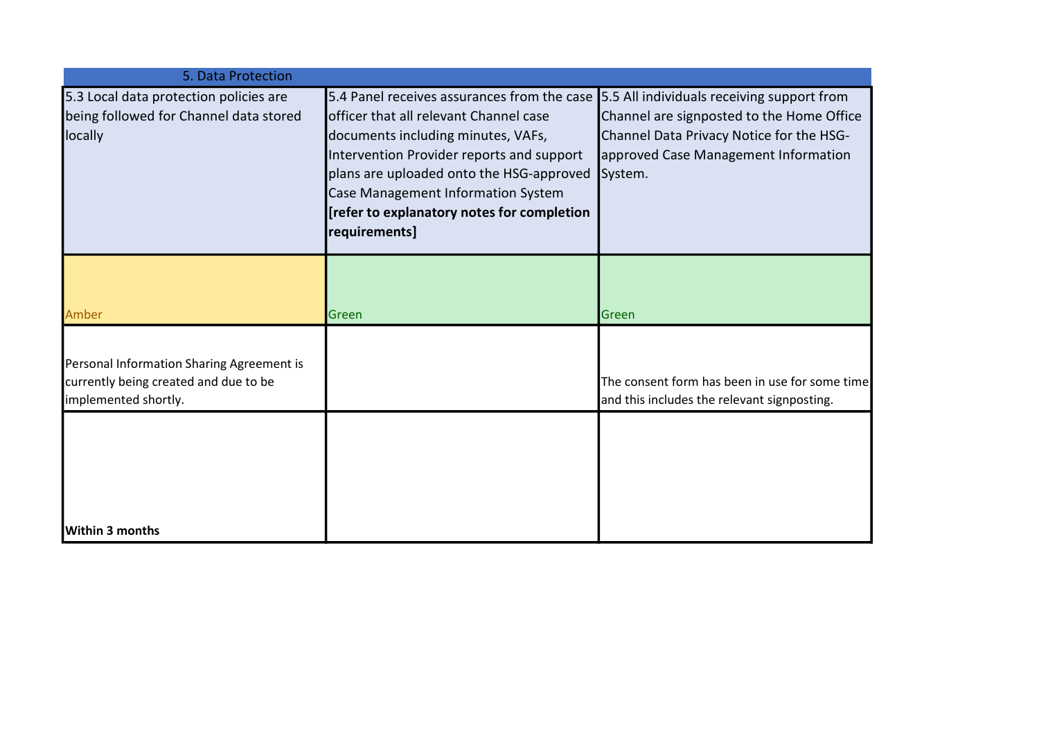| 5. Data Protection | | |
|---|---|---|
| 5.3 Local data protection policies are being followed for Channel data stored locally | 5.4 Panel receives assurances from the case officer that all relevant Channel case documents including minutes, VAFs, Intervention Provider reports and support plans are uploaded onto the HSG-approved Case Management Information System **[refer to explanatory notes for completion requirements]** | 5.5 All individuals receiving support from Channel are signposted to the Home Office Channel Data Privacy Notice for the HSG-approved Case Management Information System. |
| Amber | Green | Green |
| Personal Information Sharing Agreement is currently being created and due to be implemented shortly. | | The consent form has been in use for some time and this includes the relevant signposting. |
| **Within 3 months** | | |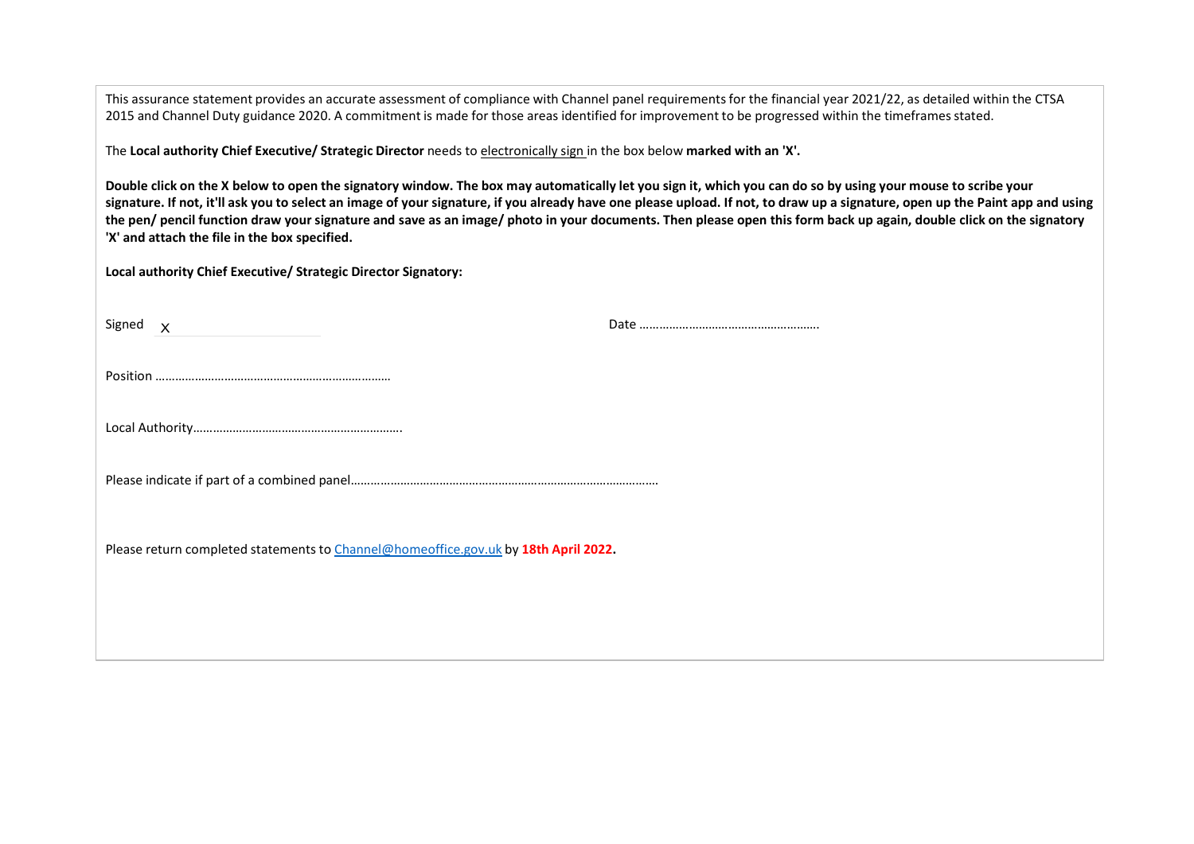This assurance statement provides an accurate assessment of compliance with Channel panel requirements for the financial year 2021/22, as detailed within the CTSA 2015 and Channel Duty guidance 2020. A commitment is made for those areas identified for improvement to be progressed within the timeframes stated.

The **Local authority Chief Executive/ Strategic Director** needs to electronically sign in the box below **marked with an 'X'.**

**Double click on the X below to open the signatory window. The box may automatically let you sign it, which you can do so by using your mouse to scribe your signature. If not, it'll ask you to select an image of your signature, if you already have one please upload. If not, to draw up a signature, open up the Paint app and using the pen/ pencil function draw your signature and save as an image/ photo in your documents. Then please open this form back up again, double click on the signatory 'X' and attach the file in the box specified.**

**Local authority Chief Executive/ Strategic Director Signatory:**

Signed X

Date ……………………………………………….

Position ……………………………………………………………

Local Authority……………………………………………………..

Please indicate if part of a combined panel………………………………………………………………………………

Please return completed statements to Channel@homeoffice.gov.uk by **18th April 2022.**